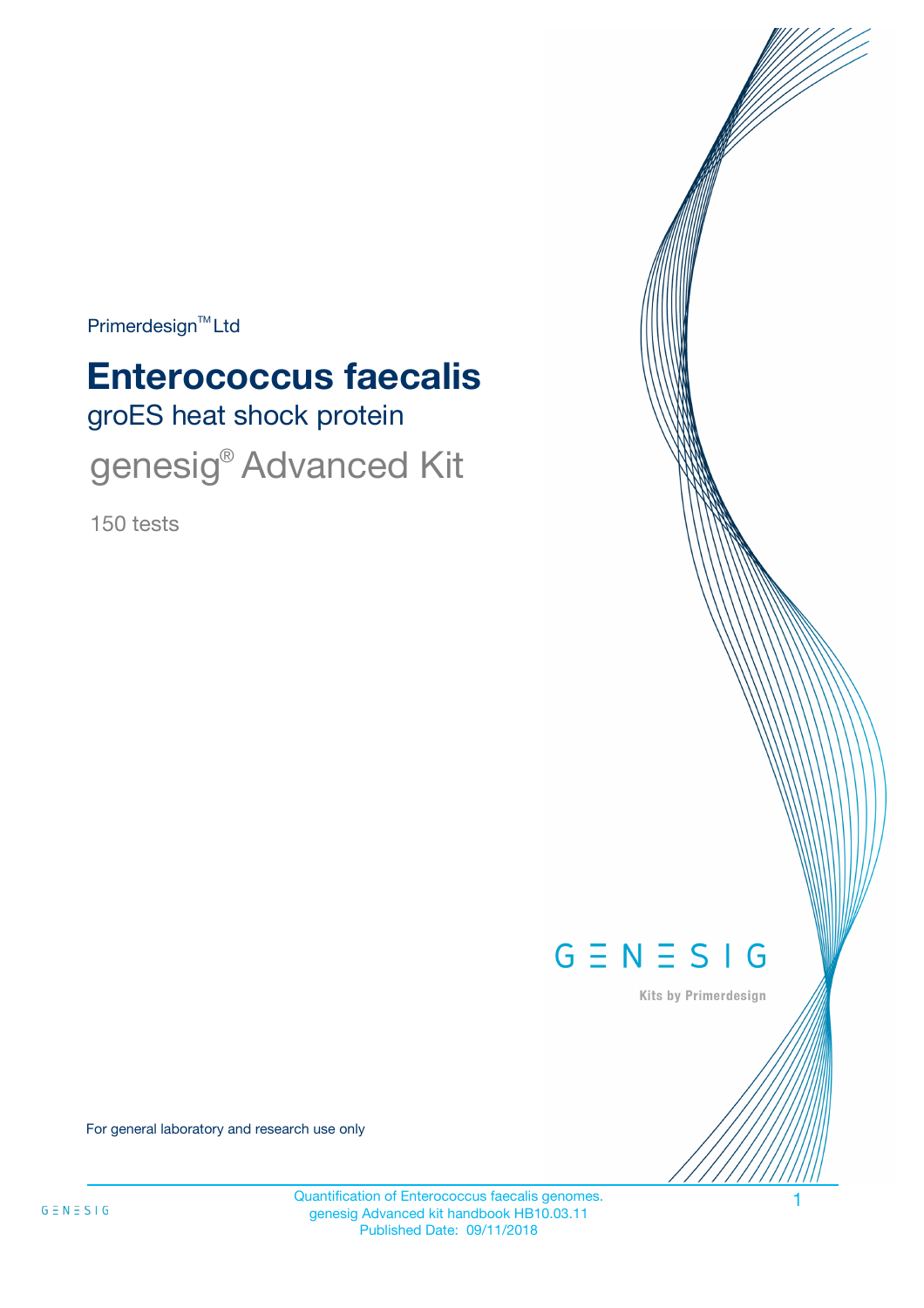Primerdesign™ Ltd

# Enterococcus faecalis

## groES heat shock protein

## genesig® Advanced Kit

150 tests

GENESIG

Kits by Primerdesign

For general laboratory and research use only

Quantification of Enterococcus faecalis genomes.
genesig Advanced kit handbook HB10.03.11
Published Date: 09/11/2018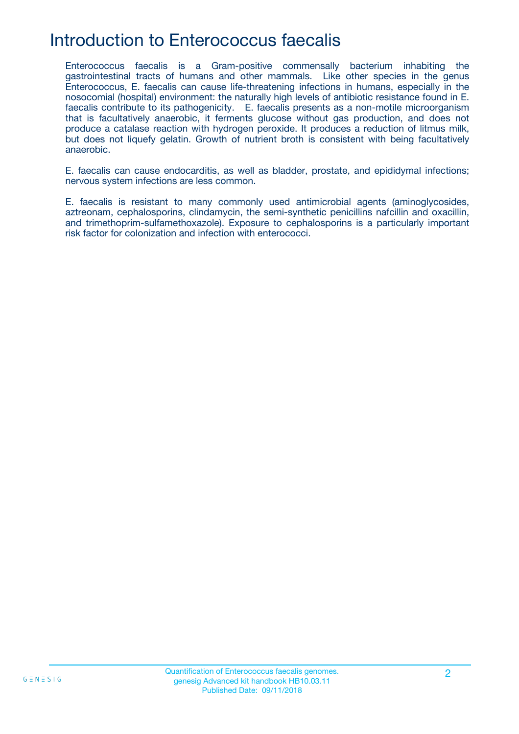# Introduction to Enterococcus faecalis

Enterococcus faecalis is a Gram-positive commensally bacterium inhabiting the gastrointestinal tracts of humans and other mammals. Like other species in the genus Enterococcus, E. faecalis can cause life-threatening infections in humans, especially in the nosocomial (hospital) environment: the naturally high levels of antibiotic resistance found in E. faecalis contribute to its pathogenicity. E. faecalis presents as a non-motile microorganism that is facultatively anaerobic, it ferments glucose without gas production, and does not produce a catalase reaction with hydrogen peroxide. It produces a reduction of litmus milk, but does not liquefy gelatin. Growth of nutrient broth is consistent with being facultatively anaerobic.

E. faecalis can cause endocarditis, as well as bladder, prostate, and epididymal infections; nervous system infections are less common.

E. faecalis is resistant to many commonly used antimicrobial agents (aminoglycosides, aztreonam, cephalosporins, clindamycin, the semi-synthetic penicillins nafcillin and oxacillin, and trimethoprim-sulfamethoxazole). Exposure to cephalosporins is a particularly important risk factor for colonization and infection with enterococci.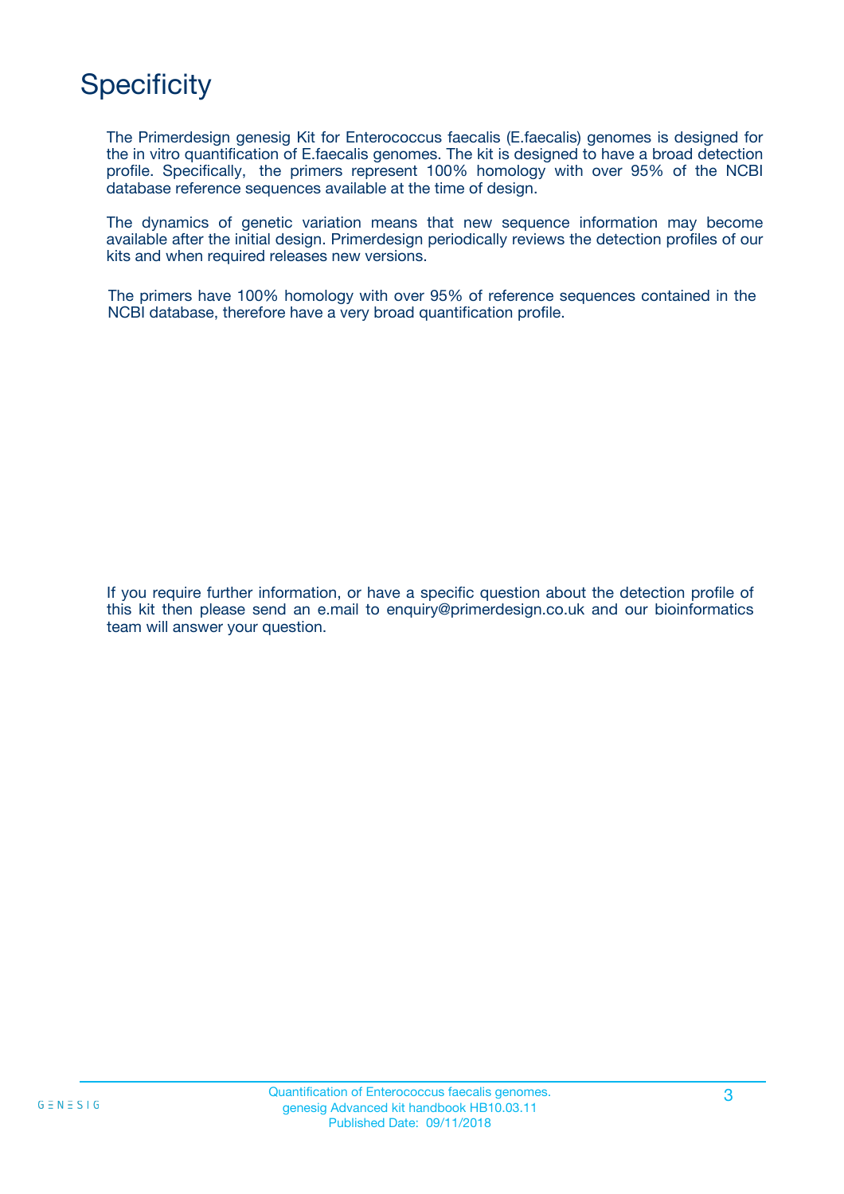# Specificity

The Primerdesign genesig Kit for Enterococcus faecalis (E.faecalis) genomes is designed for the in vitro quantification of E.faecalis genomes. The kit is designed to have a broad detection profile. Specifically, the primers represent 100% homology with over 95% of the NCBI database reference sequences available at the time of design.

The dynamics of genetic variation means that new sequence information may become available after the initial design. Primerdesign periodically reviews the detection profiles of our kits and when required releases new versions.

The primers have 100% homology with over 95% of reference sequences contained in the NCBI database, therefore have a very broad quantification profile.

If you require further information, or have a specific question about the detection profile of this kit then please send an e.mail to enquiry@primerdesign.co.uk and our bioinformatics team will answer your question.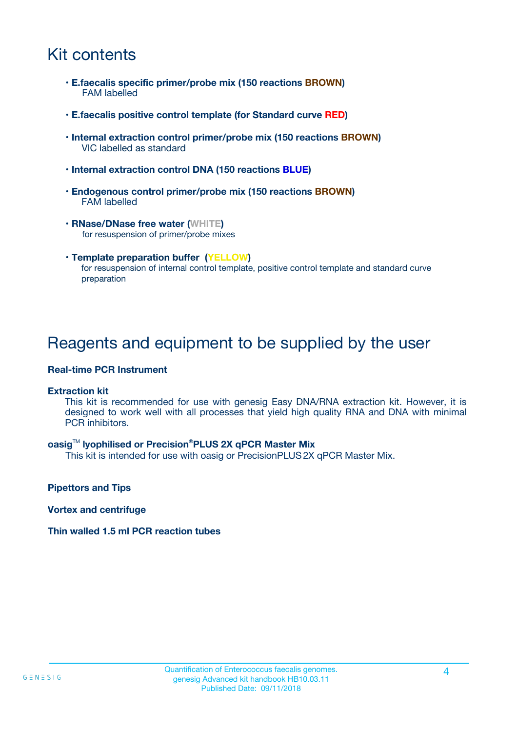# Kit contents

- **E.faecalis specific primer/probe mix (150 reactions BROWN)**
  FAM labelled
- **E.faecalis positive control template (for Standard curve RED)**
- **Internal extraction control primer/probe mix (150 reactions BROWN)**
  VIC labelled as standard
- **Internal extraction control DNA (150 reactions BLUE)**
- **Endogenous control primer/probe mix (150 reactions BROWN)**
  FAM labelled
- **RNase/DNase free water (WHITE)**
  for resuspension of primer/probe mixes
- **Template preparation buffer (YELLOW)**
  for resuspension of internal control template, positive control template and standard curve preparation

# Reagents and equipment to be supplied by the user

**Real-time PCR Instrument**

**Extraction kit**
This kit is recommended for use with genesig Easy DNA/RNA extraction kit. However, it is designed to work well with all processes that yield high quality RNA and DNA with minimal PCR inhibitors.

**oasig™ lyophilised or Precision®PLUS 2X qPCR Master Mix**
This kit is intended for use with oasig or PrecisionPLUS 2X qPCR Master Mix.

**Pipettors and Tips**

**Vortex and centrifuge**

**Thin walled 1.5 ml PCR reaction tubes**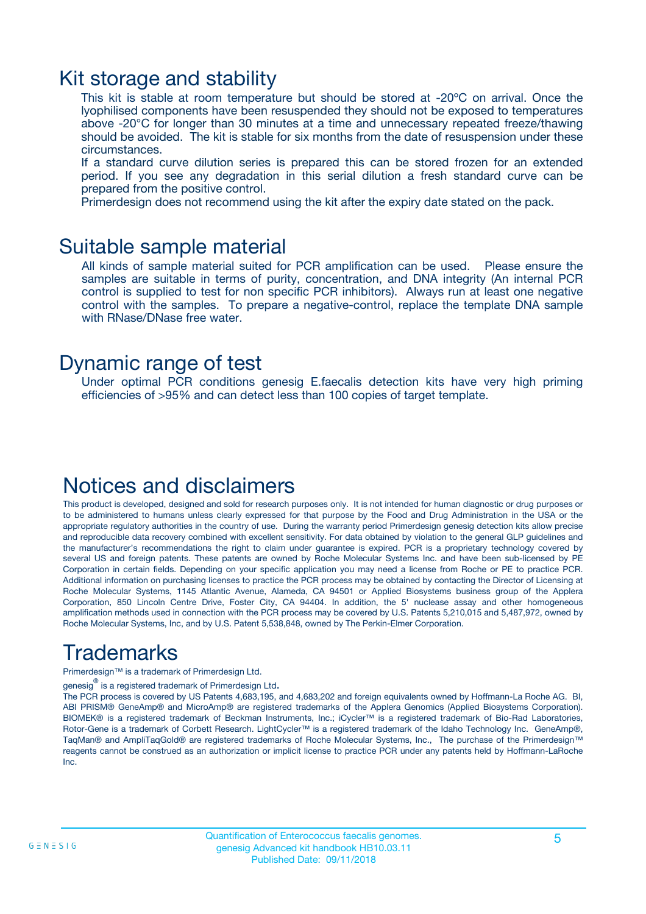# Kit storage and stability

This kit is stable at room temperature but should be stored at -20ºC on arrival. Once the lyophilised components have been resuspended they should not be exposed to temperatures above -20°C for longer than 30 minutes at a time and unnecessary repeated freeze/thawing should be avoided. The kit is stable for six months from the date of resuspension under these circumstances.

If a standard curve dilution series is prepared this can be stored frozen for an extended period. If you see any degradation in this serial dilution a fresh standard curve can be prepared from the positive control.

Primerdesign does not recommend using the kit after the expiry date stated on the pack.

# Suitable sample material

All kinds of sample material suited for PCR amplification can be used. Please ensure the samples are suitable in terms of purity, concentration, and DNA integrity (An internal PCR control is supplied to test for non specific PCR inhibitors). Always run at least one negative control with the samples. To prepare a negative-control, replace the template DNA sample with RNase/DNase free water.

# Dynamic range of test

Under optimal PCR conditions genesig E.faecalis detection kits have very high priming efficiencies of >95% and can detect less than 100 copies of target template.

# Notices and disclaimers

This product is developed, designed and sold for research purposes only. It is not intended for human diagnostic or drug purposes or to be administered to humans unless clearly expressed for that purpose by the Food and Drug Administration in the USA or the appropriate regulatory authorities in the country of use. During the warranty period Primerdesign genesig detection kits allow precise and reproducible data recovery combined with excellent sensitivity. For data obtained by violation to the general GLP guidelines and the manufacturer's recommendations the right to claim under guarantee is expired. PCR is a proprietary technology covered by several US and foreign patents. These patents are owned by Roche Molecular Systems Inc. and have been sub-licensed by PE Corporation in certain fields. Depending on your specific application you may need a license from Roche or PE to practice PCR. Additional information on purchasing licenses to practice the PCR process may be obtained by contacting the Director of Licensing at Roche Molecular Systems, 1145 Atlantic Avenue, Alameda, CA 94501 or Applied Biosystems business group of the Applera Corporation, 850 Lincoln Centre Drive, Foster City, CA 94404. In addition, the 5' nuclease assay and other homogeneous amplification methods used in connection with the PCR process may be covered by U.S. Patents 5,210,015 and 5,487,972, owned by Roche Molecular Systems, Inc, and by U.S. Patent 5,538,848, owned by The Perkin-Elmer Corporation.

# Trademarks

Primerdesign™ is a trademark of Primerdesign Ltd.

genesig® is a registered trademark of Primerdesign Ltd.

The PCR process is covered by US Patents 4,683,195, and 4,683,202 and foreign equivalents owned by Hoffmann-La Roche AG. BI, ABI PRISM® GeneAmp® and MicroAmp® are registered trademarks of the Applera Genomics (Applied Biosystems Corporation). BIOMEK® is a registered trademark of Beckman Instruments, Inc.; iCycler™ is a registered trademark of Bio-Rad Laboratories, Rotor-Gene is a trademark of Corbett Research. LightCycler™ is a registered trademark of the Idaho Technology Inc. GeneAmp®, TaqMan® and AmpliTaqGold® are registered trademarks of Roche Molecular Systems, Inc., The purchase of the Primerdesign™ reagents cannot be construed as an authorization or implicit license to practice PCR under any patents held by Hoffmann-LaRoche Inc.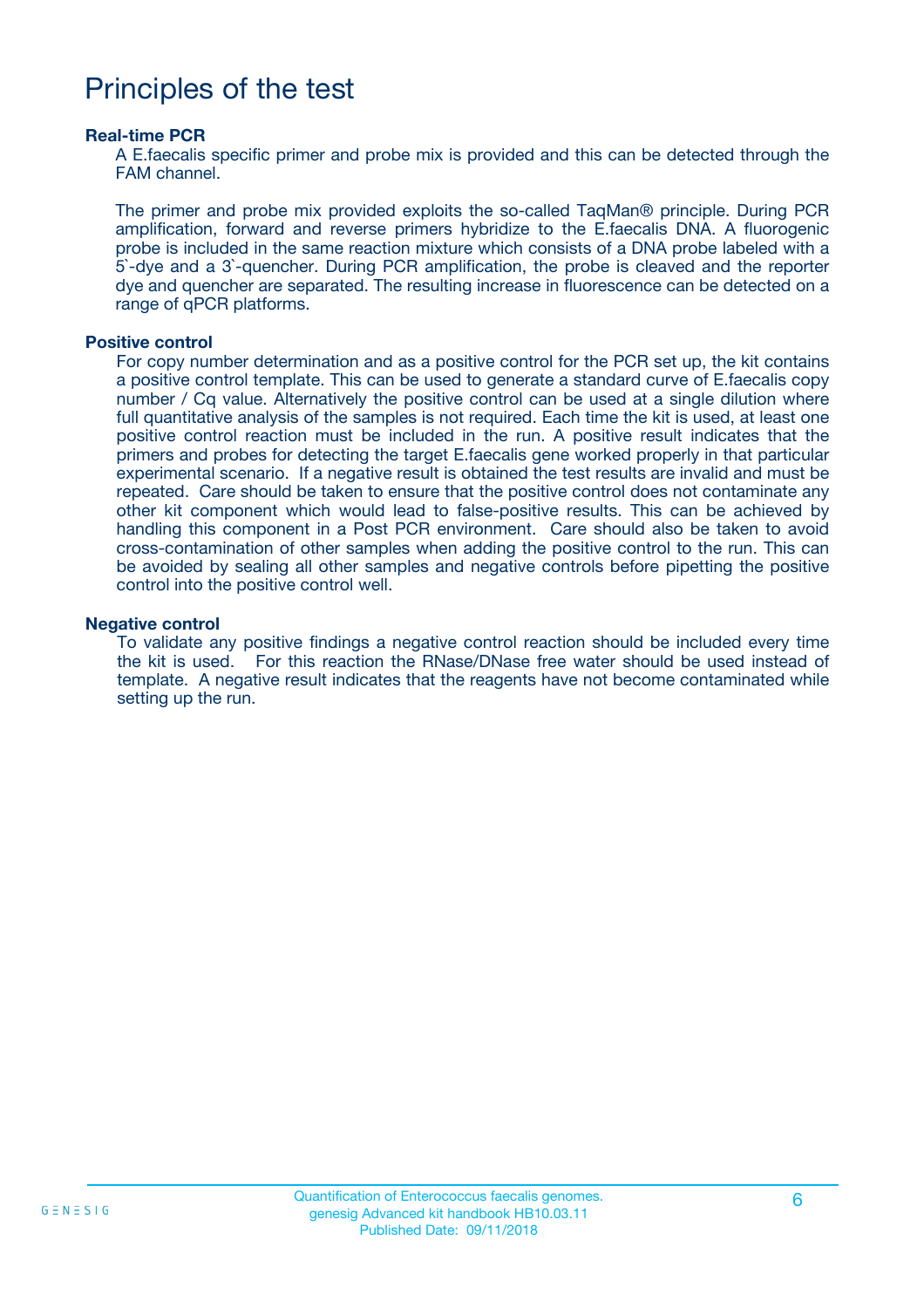# Principles of the test

### Real-time PCR

A E.faecalis specific primer and probe mix is provided and this can be detected through the FAM channel.

The primer and probe mix provided exploits the so-called TaqMan® principle. During PCR amplification, forward and reverse primers hybridize to the E.faecalis DNA. A fluorogenic probe is included in the same reaction mixture which consists of a DNA probe labeled with a 5`-dye and a 3`-quencher. During PCR amplification, the probe is cleaved and the reporter dye and quencher are separated. The resulting increase in fluorescence can be detected on a range of qPCR platforms.

### Positive control

For copy number determination and as a positive control for the PCR set up, the kit contains a positive control template. This can be used to generate a standard curve of E.faecalis copy number / Cq value. Alternatively the positive control can be used at a single dilution where full quantitative analysis of the samples is not required. Each time the kit is used, at least one positive control reaction must be included in the run. A positive result indicates that the primers and probes for detecting the target E.faecalis gene worked properly in that particular experimental scenario. If a negative result is obtained the test results are invalid and must be repeated. Care should be taken to ensure that the positive control does not contaminate any other kit component which would lead to false-positive results. This can be achieved by handling this component in a Post PCR environment. Care should also be taken to avoid cross-contamination of other samples when adding the positive control to the run. This can be avoided by sealing all other samples and negative controls before pipetting the positive control into the positive control well.

### Negative control

To validate any positive findings a negative control reaction should be included every time the kit is used. For this reaction the RNase/DNase free water should be used instead of template. A negative result indicates that the reagents have not become contaminated while setting up the run.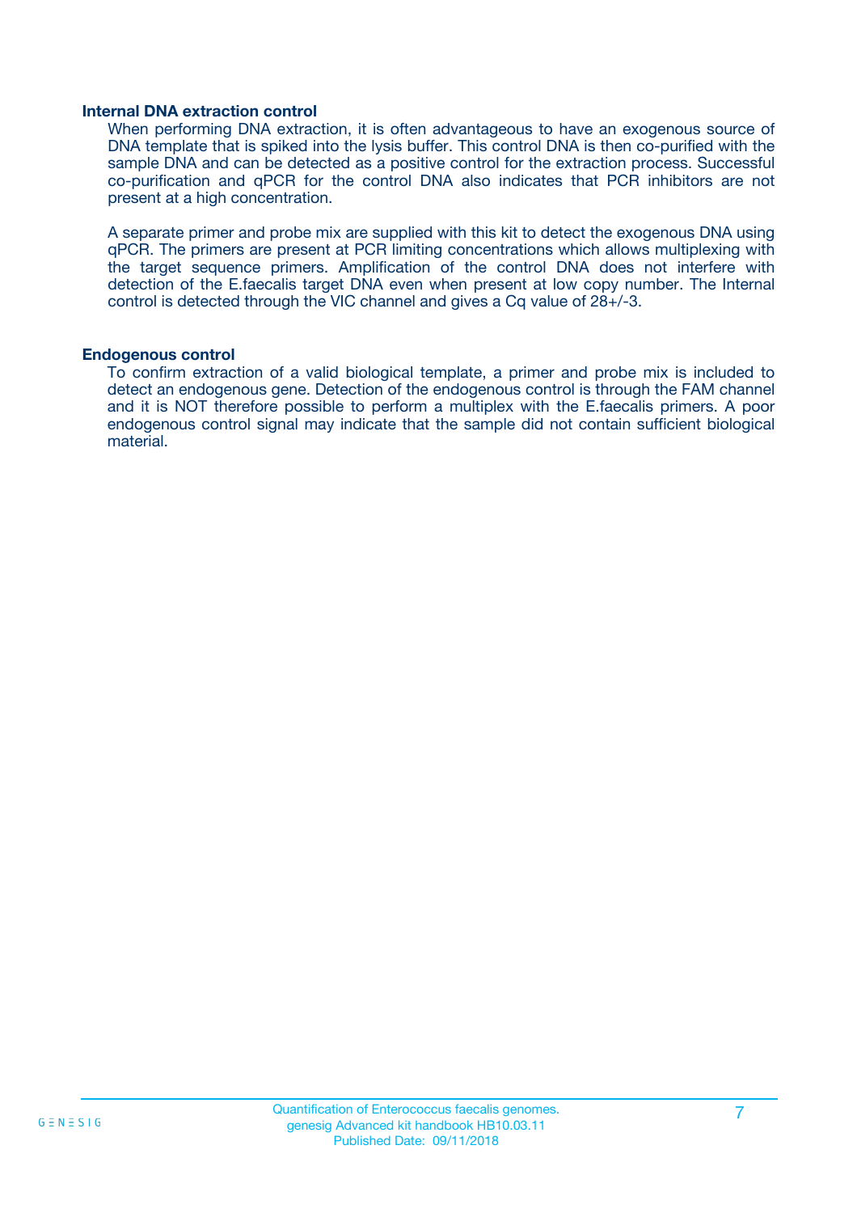### Internal DNA extraction control

When performing DNA extraction, it is often advantageous to have an exogenous source of DNA template that is spiked into the lysis buffer. This control DNA is then co-purified with the sample DNA and can be detected as a positive control for the extraction process. Successful co-purification and qPCR for the control DNA also indicates that PCR inhibitors are not present at a high concentration.

A separate primer and probe mix are supplied with this kit to detect the exogenous DNA using qPCR. The primers are present at PCR limiting concentrations which allows multiplexing with the target sequence primers. Amplification of the control DNA does not interfere with detection of the E.faecalis target DNA even when present at low copy number. The Internal control is detected through the VIC channel and gives a Cq value of 28+/-3.

### Endogenous control

To confirm extraction of a valid biological template, a primer and probe mix is included to detect an endogenous gene. Detection of the endogenous control is through the FAM channel and it is NOT therefore possible to perform a multiplex with the E.faecalis primers. A poor endogenous control signal may indicate that the sample did not contain sufficient biological material.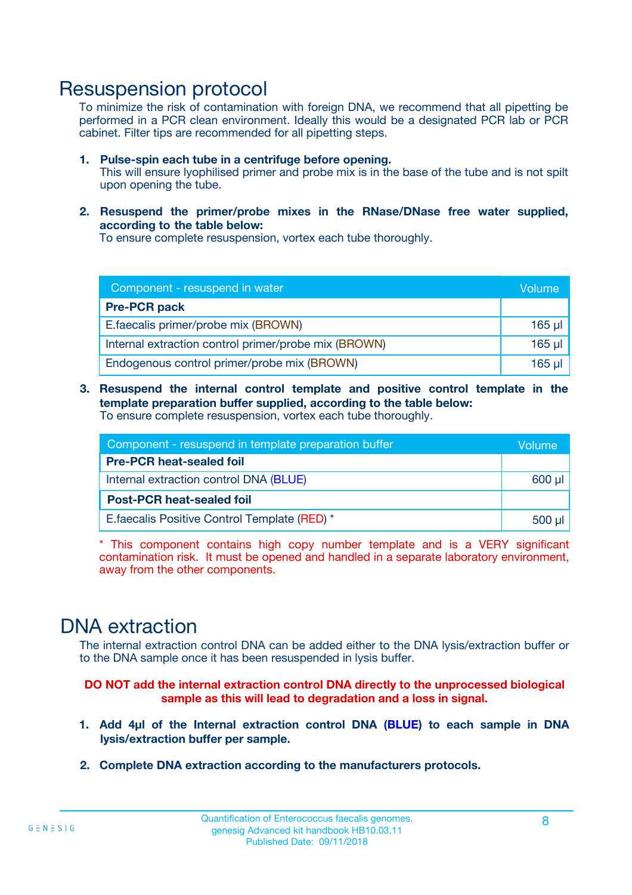# Resuspension protocol

To minimize the risk of contamination with foreign DNA, we recommend that all pipetting be performed in a PCR clean environment. Ideally this would be a designated PCR lab or PCR cabinet. Filter tips are recommended for all pipetting steps.

1. **Pulse-spin each tube in a centrifuge before opening.**
   This will ensure lyophilised primer and probe mix is in the base of the tube and is not spilt upon opening the tube.

2. **Resuspend the primer/probe mixes in the RNase/DNase free water supplied, according to the table below:**
   To ensure complete resuspension, vortex each tube thoroughly.

| Component - resuspend in water | Volume |
|---|---|
| **Pre-PCR pack** | |
| E.faecalis primer/probe mix (BROWN) | 165 µl |
| Internal extraction control primer/probe mix (BROWN) | 165 µl |
| Endogenous control primer/probe mix (BROWN) | 165 µl |

3. **Resuspend the internal control template and positive control template in the template preparation buffer supplied, according to the table below:**
   To ensure complete resuspension, vortex each tube thoroughly.

| Component - resuspend in template preparation buffer | Volume |
|---|---|
| **Pre-PCR heat-sealed foil** | |
| Internal extraction control DNA (BLUE) | 600 µl |
| **Post-PCR heat-sealed foil** | |
| E.faecalis Positive Control Template (RED) * | 500 µl |

\* This component contains high copy number template and is a VERY significant contamination risk. It must be opened and handled in a separate laboratory environment, away from the other components.

# DNA extraction

The internal extraction control DNA can be added either to the DNA lysis/extraction buffer or to the DNA sample once it has been resuspended in lysis buffer.

**DO NOT add the internal extraction control DNA directly to the unprocessed biological sample as this will lead to degradation and a loss in signal.**

1. **Add 4µl of the Internal extraction control DNA (BLUE) to each sample in DNA lysis/extraction buffer per sample.**

2. **Complete DNA extraction according to the manufacturers protocols.**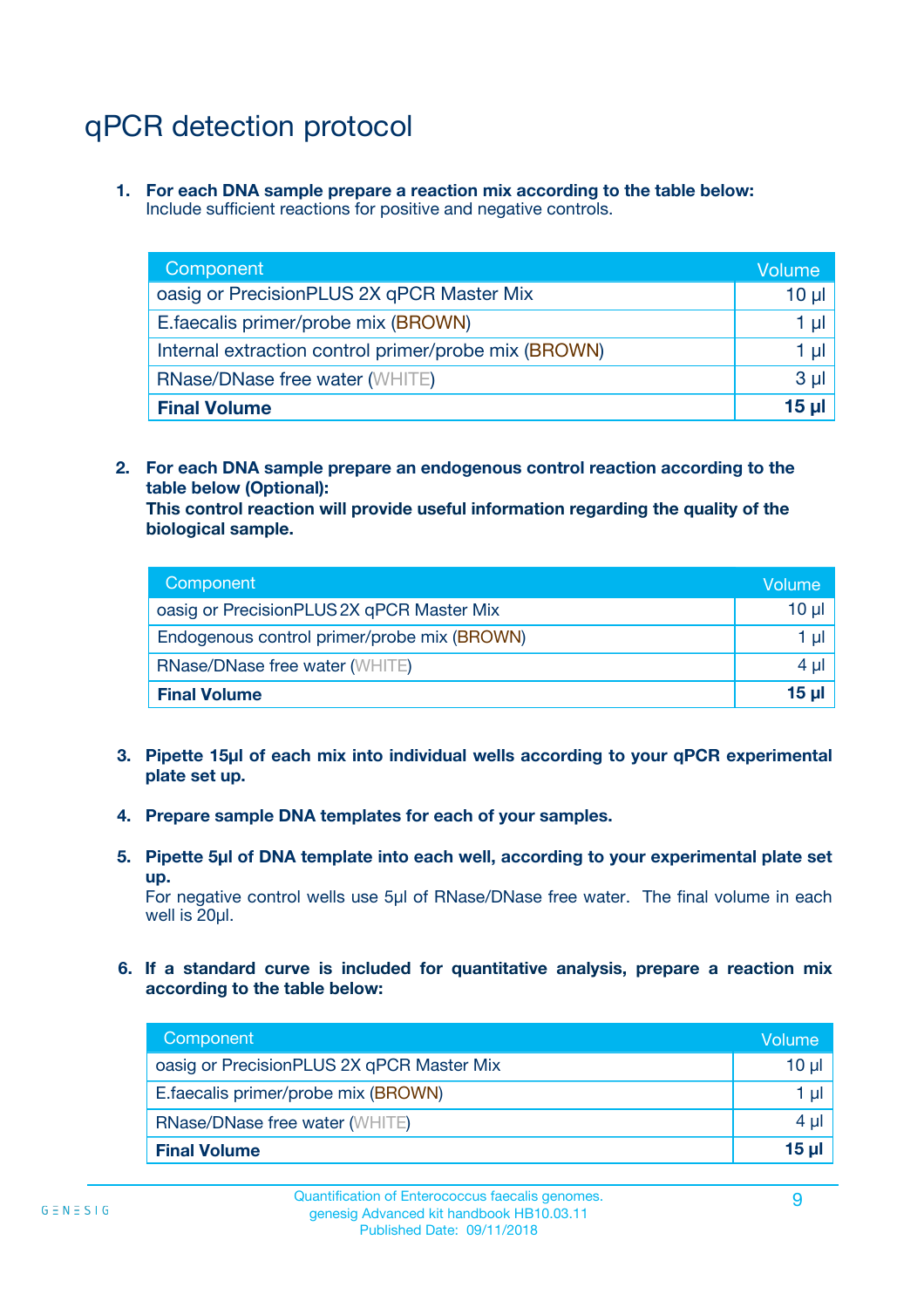# qPCR detection protocol

1. **For each DNA sample prepare a reaction mix according to the table below:**
   Include sufficient reactions for positive and negative controls.

| Component | Volume |
|---|---|
| oasig or PrecisionPLUS 2X qPCR Master Mix | 10 µl |
| E.faecalis primer/probe mix (BROWN) | 1 µl |
| Internal extraction control primer/probe mix (BROWN) | 1 µl |
| RNase/DNase free water (WHITE) | 3 µl |
| **Final Volume** | **15 µl** |

2. **For each DNA sample prepare an endogenous control reaction according to the table below (Optional):**
   **This control reaction will provide useful information regarding the quality of the biological sample.**

| Component | Volume |
|---|---|
| oasig or PrecisionPLUS 2X qPCR Master Mix | 10 µl |
| Endogenous control primer/probe mix (BROWN) | 1 µl |
| RNase/DNase free water (WHITE) | 4 µl |
| **Final Volume** | **15 µl** |

3. **Pipette 15µl of each mix into individual wells according to your qPCR experimental plate set up.**

4. **Prepare sample DNA templates for each of your samples.**

5. **Pipette 5µl of DNA template into each well, according to your experimental plate set up.**
   For negative control wells use 5µl of RNase/DNase free water. The final volume in each well is 20µl.

6. **If a standard curve is included for quantitative analysis, prepare a reaction mix according to the table below:**

| Component | Volume |
|---|---|
| oasig or PrecisionPLUS 2X qPCR Master Mix | 10 µl |
| E.faecalis primer/probe mix (BROWN) | 1 µl |
| RNase/DNase free water (WHITE) | 4 µl |
| **Final Volume** | **15 µl** |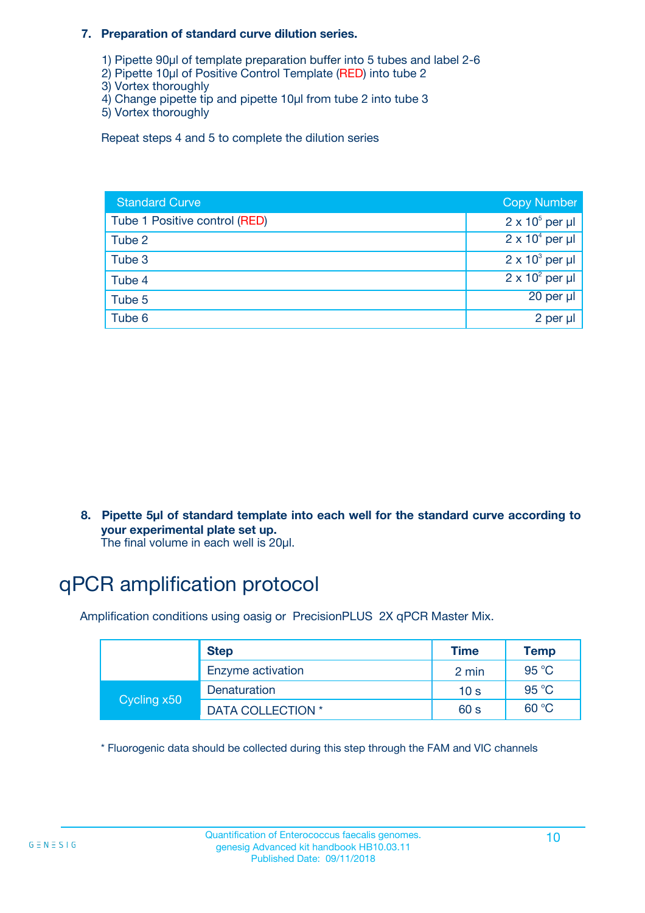**7. Preparation of standard curve dilution series.**

1) Pipette 90µl of template preparation buffer into 5 tubes and label 2-6
2) Pipette 10µl of Positive Control Template (RED) into tube 2
3) Vortex thoroughly
4) Change pipette tip and pipette 10µl from tube 2 into tube 3
5) Vortex thoroughly

Repeat steps 4 and 5 to complete the dilution series

| Standard Curve | Copy Number |
|---|---|
| Tube 1 Positive control (RED) | $2 \times 10^5$ per µl |
| Tube 2 | $2 \times 10^4$ per µl |
| Tube 3 | $2 \times 10^3$ per µl |
| Tube 4 | $2 \times 10^2$ per µl |
| Tube 5 | 20 per µl |
| Tube 6 | 2 per µl |

**8. Pipette 5µl of standard template into each well for the standard curve according to your experimental plate set up.**
The final volume in each well is 20µl.

# qPCR amplification protocol

Amplification conditions using oasig or PrecisionPLUS 2X qPCR Master Mix.

| | Step | Time | Temp |
|---|---|---|---|
| | Enzyme activation | 2 min | 95 °C |
| Cycling x50 | Denaturation | 10 s | 95 °C |
| | DATA COLLECTION * | 60 s | 60 °C |

* Fluorogenic data should be collected during this step through the FAM and VIC channels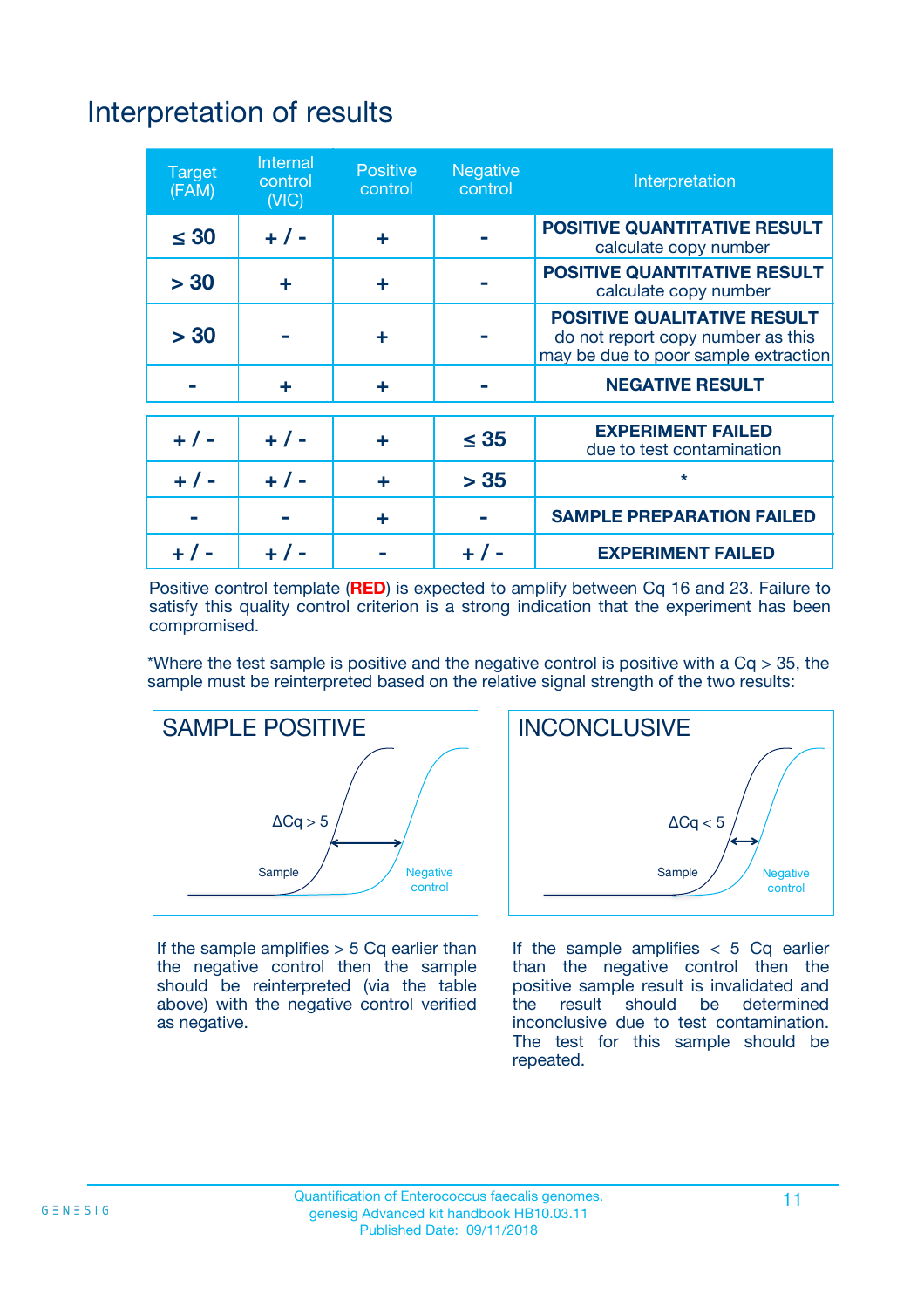# Interpretation of results

| Target (FAM) | Internal control (VIC) | Positive control | Negative control | Interpretation |
|---|---|---|---|---|
| ≤ 30 | + / - | + | - | **POSITIVE QUANTITATIVE RESULT** calculate copy number |
| > 30 | + | + | - | **POSITIVE QUANTITATIVE RESULT** calculate copy number |
| > 30 | - | + | - | **POSITIVE QUALITATIVE RESULT** do not report copy number as this may be due to poor sample extraction |
| - | + | + | - | **NEGATIVE RESULT** |
| + / - | + / - | + | ≤ 35 | **EXPERIMENT FAILED** due to test contamination |
| + / - | + / - | + | > 35 | * |
| - | - | + | - | **SAMPLE PREPARATION FAILED** |
| + / - | + / - | - | + / - | **EXPERIMENT FAILED** |

Positive control template (**RED**) is expected to amplify between Cq 16 and 23. Failure to satisfy this quality control criterion is a strong indication that the experiment has been compromised.

*Where the test sample is positive and the negative control is positive with a Cq > 35, the sample must be reinterpreted based on the relative signal strength of the two results:

**SAMPLE POSITIVE**

If the sample amplifies > 5 Cq earlier than the negative control then the sample should be reinterpreted (via the table above) with the negative control verified as negative.

**INCONCLUSIVE**

If the sample amplifies < 5 Cq earlier than the negative control then the positive sample result is invalidated and the result should be determined inconclusive due to test contamination. The test for this sample should be repeated.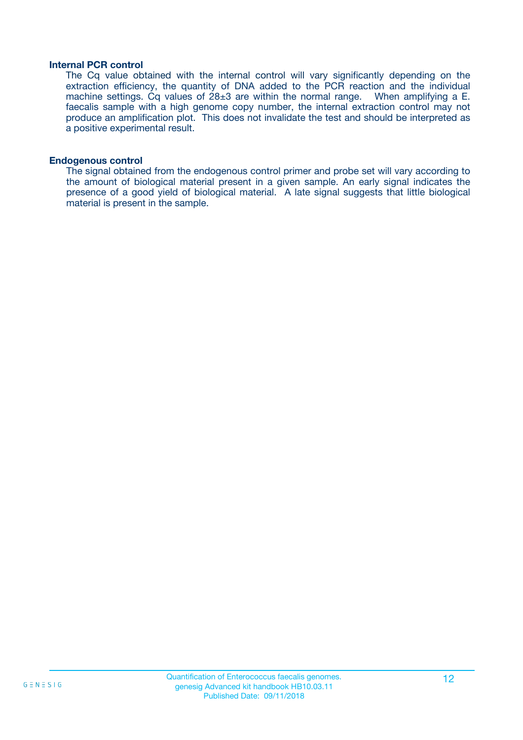### Internal PCR control

The Cq value obtained with the internal control will vary significantly depending on the extraction efficiency, the quantity of DNA added to the PCR reaction and the individual machine settings. Cq values of 28±3 are within the normal range. When amplifying a E. faecalis sample with a high genome copy number, the internal extraction control may not produce an amplification plot. This does not invalidate the test and should be interpreted as a positive experimental result.

### Endogenous control

The signal obtained from the endogenous control primer and probe set will vary according to the amount of biological material present in a given sample. An early signal indicates the presence of a good yield of biological material. A late signal suggests that little biological material is present in the sample.